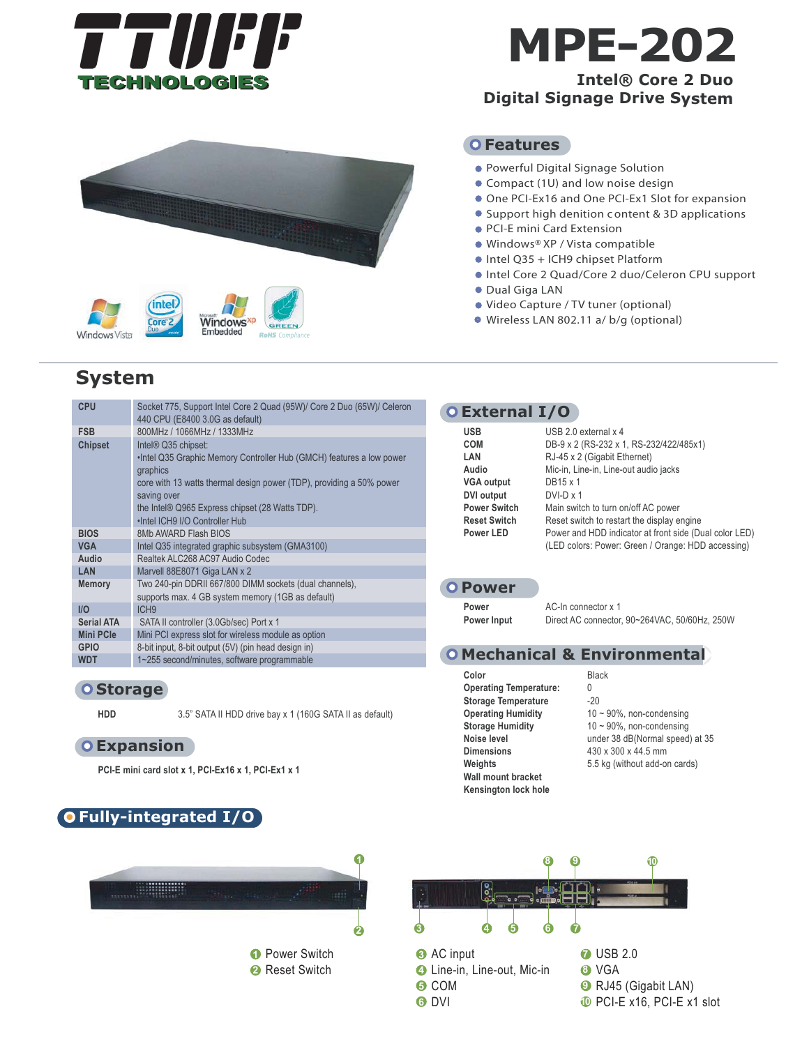# TTUFF TECHNOLOGIES

# MPE-202

**Intel® Core 2 Duo**
**Digital Signage Drive System**

## Features

- Powerful Digital Signage Solution
- Compact (1U) and low noise design
- One PCI-Ex16 and One PCI-Ex1 Slot for expansion
- Support high denition content & 3D applications
- PCI-E mini Card Extension
- Windows® XP / Vista compatible
- Intel Q35 + ICH9 chipset Platform
- Intel Core 2 Quad/Core 2 duo/Celeron CPU support
- Dual Giga LAN
- Video Capture / TV tuner (optional)
- Wireless LAN 802.11 a/ b/g (optional)

## System

| | |
|---|---|
| **CPU** | Socket 775, Support Intel Core 2 Quad (95W)/ Core 2 Duo (65W)/ Celeron 440 CPU (E8400 3.0G as default) |
| **FSB** | 800MHz / 1066MHz / 1333MHz |
| **Chipset** | Intel® Q35 chipset:<br>•Intel Q35 Graphic Memory Controller Hub (GMCH) features a low power graphics<br>core with 13 watts thermal design power (TDP), providing a 50% power saving over<br>the Intel® Q965 Express chipset (28 Watts TDP).<br>•Intel ICH9 I/O Controller Hub |
| **BIOS** | 8Mb AWARD Flash BIOS |
| **VGA** | Intel Q35 integrated graphic subsystem (GMA3100) |
| **Audio** | Realtek ALC268 AC97 Audio Codec |
| **LAN** | Marvell 88E8071 Giga LAN x 2 |
| **Memory** | Two 240-pin DDRII 667/800 DIMM sockets (dual channels), supports max. 4 GB system memory (1GB as default) |
| **I/O** | ICH9 |
| **Serial ATA** | SATA II controller (3.0Gb/sec) Port x 1 |
| **Mini PCIe** | Mini PCI express slot for wireless module as option |
| **GPIO** | 8-bit input, 8-bit output (5V) (pin head design in) |
| **WDT** | 1~255 second/minutes, software programmable |

## Storage

| | |
|---|---|
| **HDD** | 3.5" SATA II HDD drive bay x 1 (160G SATA II as default) |

## Expansion

**PCI-E mini card slot x 1, PCI-Ex16 x 1, PCI-Ex1 x 1**

## External I/O

| | |
|---|---|
| **USB** | USB 2.0 external x 4 |
| **COM** | DB-9 x 2 (RS-232 x 1, RS-232/422/485x1) |
| **LAN** | RJ-45 x 2 (Gigabit Ethernet) |
| **Audio** | Mic-in, Line-in, Line-out audio jacks |
| **VGA output** | DB15 x 1 |
| **DVI output** | DVI-D x 1 |
| **Power Switch** | Main switch to turn on/off AC power |
| **Reset Switch** | Reset switch to restart the display engine |
| **Power LED** | Power and HDD indicator at front side (Dual color LED) (LED colors: Power: Green / Orange: HDD accessing) |

## Power

| | |
|---|---|
| **Power** | AC-In connector x 1 |
| **Power Input** | Direct AC connector, 90~264VAC, 50/60Hz, 250W |

## Mechanical & Environmental

| | |
|---|---|
| **Color** | Black |
| **Operating Temperature:** | 0 |
| **Storage Temperature** | -20 |
| **Operating Humidity** | 10 ~ 90%, non-condensing |
| **Storage Humidity** | 10 ~ 90%, non-condensing |
| **Noise level** | under 38 dB(Normal speed) at 35 |
| **Dimensions** | 430 x 300 x 44.5 mm |
| **Weights** | 5.5 kg (without add-on cards) |
| **Wall mount bracket** | |
| **Kensington lock hole** | |

## Fully-integrated I/O

1. Power Switch
2. Reset Switch
3. AC input
4. Line-in, Line-out, Mic-in
5. COM
6. DVI
7. USB 2.0
8. VGA
9. RJ45 (Gigabit LAN)
10. PCI-E x16, PCI-E x1 slot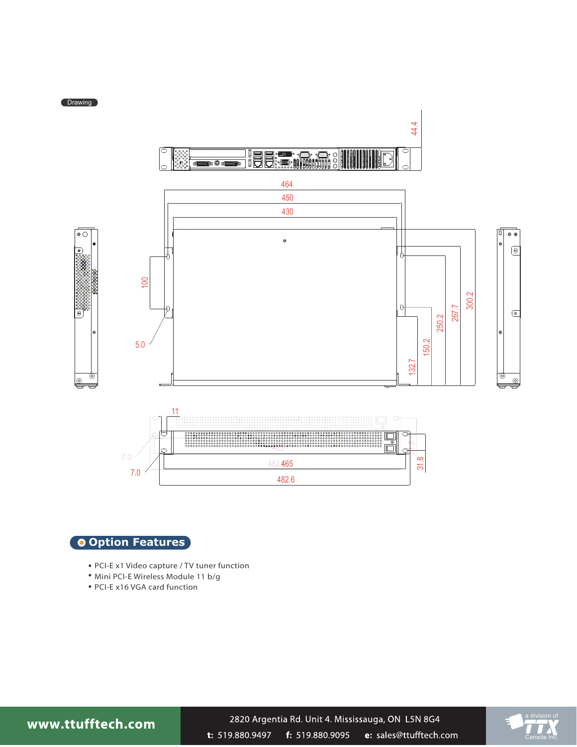Drawing

44.4

464

450

430

100

5.0

132.7

150.2

250.2

267.7

300.2

11

7.0

465

482.6

31.8

## Option Features

- PCI-E x1 Video capture / TV tuner function
- Mini PCI-E Wireless Module 11 b/g
- PCI-E x16 VGA card function

www.ttufftech.com

2820 Argentia Rd. Unit 4. Mississauga, ON L5N 8G4

**t:** 519.880.9497 **f:** 519.880.9095 **e:** sales@ttufftech.com

a division of TTX Canada Inc.